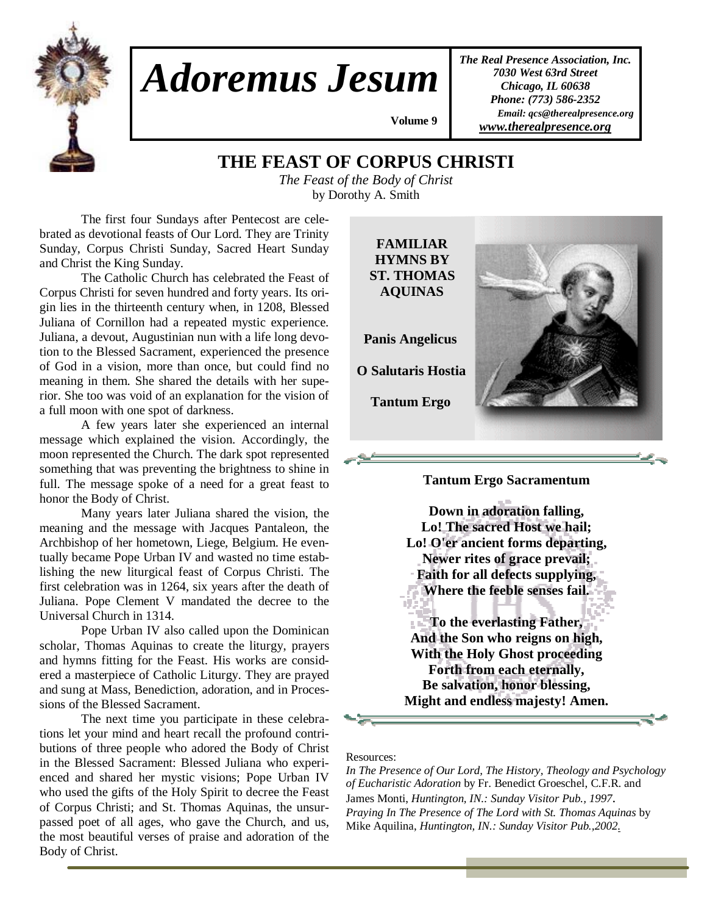# *Adoremus Jesum*

Volume 9

*The Real Presence Association, Inc.*
*7030 West 63rd Street*
*Chicago, IL 60638*
*Phone: (773) 586-2352*
*Email: qcs@therealpresence.org*
*www.therealpresence.org*

## THE FEAST OF CORPUS CHRISTI

*The Feast of the Body of Christ*
by Dorothy A. Smith

The first four Sundays after Pentecost are celebrated as devotional feasts of Our Lord. They are Trinity Sunday, Corpus Christi Sunday, Sacred Heart Sunday and Christ the King Sunday.

The Catholic Church has celebrated the Feast of Corpus Christi for seven hundred and forty years. Its origin lies in the thirteenth century when, in 1208, Blessed Juliana of Cornillon had a repeated mystic experience. Juliana, a devout, Augustinian nun with a life long devotion to the Blessed Sacrament, experienced the presence of God in a vision, more than once, but could find no meaning in them. She shared the details with her superior. She too was void of an explanation for the vision of a full moon with one spot of darkness.

A few years later she experienced an internal message which explained the vision. Accordingly, the moon represented the Church. The dark spot represented something that was preventing the brightness to shine in full. The message spoke of a need for a great feast to honor the Body of Christ.

Many years later Juliana shared the vision, the meaning and the message with Jacques Pantaleon, the Archbishop of her hometown, Liege, Belgium. He eventually became Pope Urban IV and wasted no time establishing the new liturgical feast of Corpus Christi. The first celebration was in 1264, six years after the death of Juliana. Pope Clement V mandated the decree to the Universal Church in 1314.

Pope Urban IV also called upon the Dominican scholar, Thomas Aquinas to create the liturgy, prayers and hymns fitting for the Feast. His works are considered a masterpiece of Catholic Liturgy. They are prayed and sung at Mass, Benediction, adoration, and in Processions of the Blessed Sacrament.

The next time you participate in these celebrations let your mind and heart recall the profound contributions of three people who adored the Body of Christ in the Blessed Sacrament: Blessed Juliana who experienced and shared her mystic visions; Pope Urban IV who used the gifts of the Holy Spirit to decree the Feast of Corpus Christi; and St. Thomas Aquinas, the unsurpassed poet of all ages, who gave the Church, and us, the most beautiful verses of praise and adoration of the Body of Christ.

**FAMILIAR HYMNS BY ST. THOMAS AQUINAS**

**Panis Angelicus**

**O Salutaris Hostia**

**Tantum Ergo**

**Tantum Ergo Sacramentum**

**Down in adoration falling,**
**Lo! The sacred Host we hail;**
**Lo! O'er ancient forms departing,**
**Newer rites of grace prevail;**
**Faith for all defects supplying,**
**Where the feeble senses fail.**

**To the everlasting Father,**
**And the Son who reigns on high,**
**With the Holy Ghost proceeding**
**Forth from each eternally,**
**Be salvation, honor blessing,**
**Might and endless majesty! Amen.**

Resources:

*In The Presence of Our Lord, The History, Theology and Psychology of Eucharistic Adoration* by Fr. Benedict Groeschel, C.F.R. and James Monti, *Huntington, IN.: Sunday Visitor Pub., 1997*.
*Praying In The Presence of The Lord with St. Thomas Aquinas* by Mike Aquilina, *Huntington, IN.: Sunday Visitor Pub.,2002*.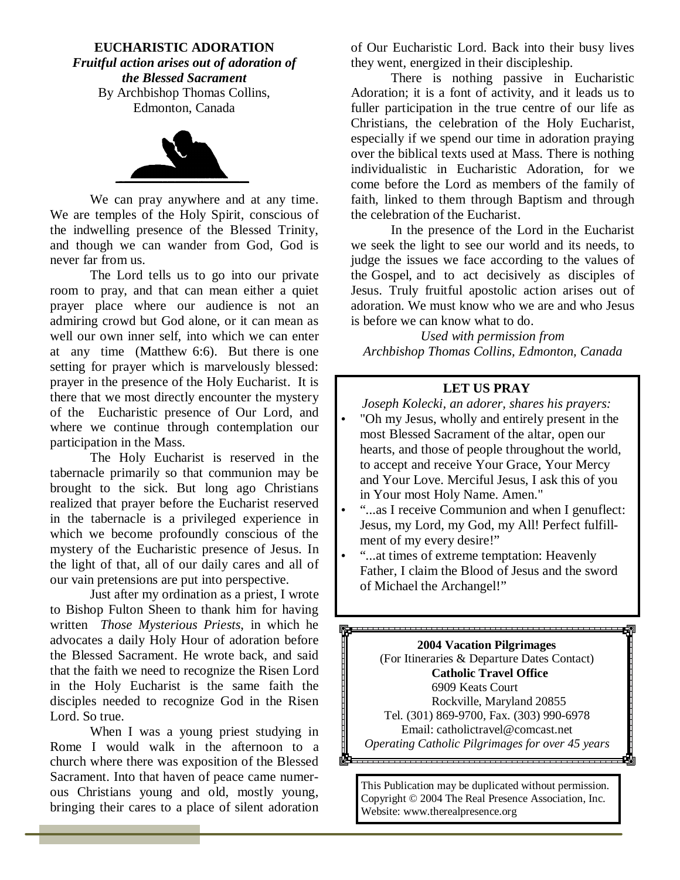## EUCHARISTIC ADORATION

***Fruitful action arises out of adoration of the Blessed Sacrament***

By Archbishop Thomas Collins, Edmonton, Canada

We can pray anywhere and at any time. We are temples of the Holy Spirit, conscious of the indwelling presence of the Blessed Trinity, and though we can wander from God, God is never far from us.

The Lord tells us to go into our private room to pray, and that can mean either a quiet prayer place where our audience is not an admiring crowd but God alone, or it can mean as well our own inner self, into which we can enter at any time (Matthew 6:6). But there is one setting for prayer which is marvelously blessed: prayer in the presence of the Holy Eucharist. It is there that we most directly encounter the mystery of the Eucharistic presence of Our Lord, and where we continue through contemplation our participation in the Mass.

The Holy Eucharist is reserved in the tabernacle primarily so that communion may be brought to the sick. But long ago Christians realized that prayer before the Eucharist reserved in the tabernacle is a privileged experience in which we become profoundly conscious of the mystery of the Eucharistic presence of Jesus. In the light of that, all of our daily cares and all of our vain pretensions are put into perspective.

Just after my ordination as a priest, I wrote to Bishop Fulton Sheen to thank him for having written *Those Mysterious Priests*, in which he advocates a daily Holy Hour of adoration before the Blessed Sacrament. He wrote back, and said that the faith we need to recognize the Risen Lord in the Holy Eucharist is the same faith the disciples needed to recognize God in the Risen Lord. So true.

When I was a young priest studying in Rome I would walk in the afternoon to a church where there was exposition of the Blessed Sacrament. Into that haven of peace came numerous Christians young and old, mostly young, bringing their cares to a place of silent adoration of Our Eucharistic Lord. Back into their busy lives they went, energized in their discipleship.

There is nothing passive in Eucharistic Adoration; it is a font of activity, and it leads us to fuller participation in the true centre of our life as Christians, the celebration of the Holy Eucharist, especially if we spend our time in adoration praying over the biblical texts used at Mass. There is nothing individualistic in Eucharistic Adoration, for we come before the Lord as members of the family of faith, linked to them through Baptism and through the celebration of the Eucharist.

In the presence of the Lord in the Eucharist we seek the light to see our world and its needs, to judge the issues we face according to the values of the Gospel, and to act decisively as disciples of Jesus. Truly fruitful apostolic action arises out of adoration. We must know who we are and who Jesus is before we can know what to do.

*Used with permission from Archbishop Thomas Collins, Edmonton, Canada*

### LET US PRAY

*Joseph Kolecki, an adorer, shares his prayers:*

- "Oh my Jesus, wholly and entirely present in the most Blessed Sacrament of the altar, open our hearts, and those of people throughout the world, to accept and receive Your Grace, Your Mercy and Your Love. Merciful Jesus, I ask this of you in Your most Holy Name. Amen."
- "...as I receive Communion and when I genuflect: Jesus, my Lord, my God, my All! Perfect fulfillment of my every desire!"
- "...at times of extreme temptation: Heavenly Father, I claim the Blood of Jesus and the sword of Michael the Archangel!"

**2004 Vacation Pilgrimages**
(For Itineraries & Departure Dates Contact)
**Catholic Travel Office**
6909 Keats Court
Rockville, Maryland 20855
Tel. (301) 869-9700, Fax. (303) 990-6978
Email: catholictravel@comcast.net
*Operating Catholic Pilgrimages for over 45 years*

This Publication may be duplicated without permission.
Copyright © 2004 The Real Presence Association, Inc.
Website: www.therealpresence.org